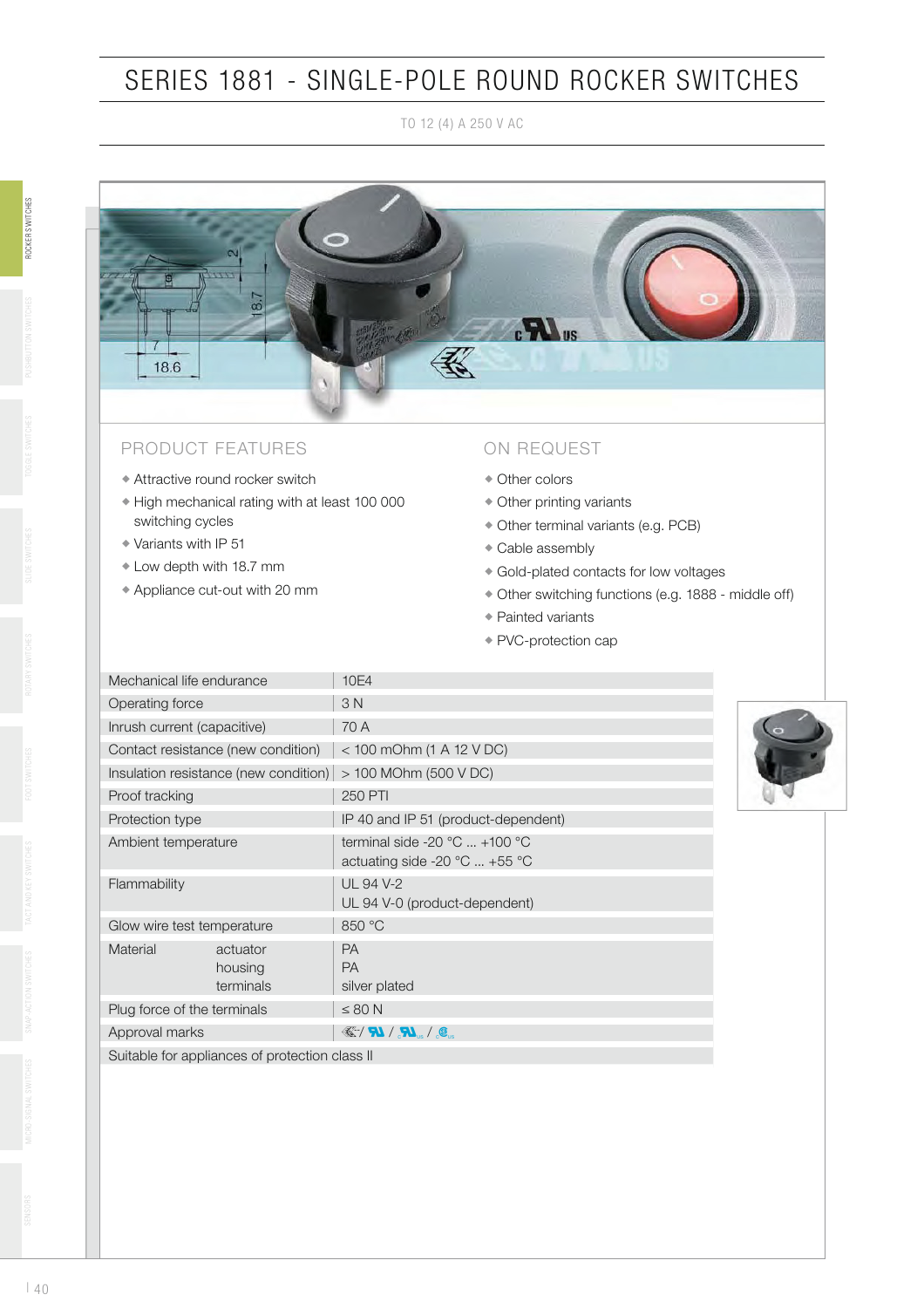# SERIES 1881 - SINGLE-POLE ROUND ROCKER SWITCHES

TO 12 (4) A 250 V AC

## PRODUCT FEATURES

- Attractive round rocker switch
- High mechanical rating with at least 100 000 switching cycles
- Variants with IP 51
- Low depth with 18.7 mm
- Appliance cut-out with 20 mm

## ON REQUEST

- Other colors
- Other printing variants
- Other terminal variants (e.g. PCB)
- Cable assembly
- Gold-plated contacts for low voltages
- Other switching functions (e.g. 1888 - middle off)
- Painted variants
- PVC-protection cap

| | |
|---|---|
| Mechanical life endurance | 10E4 |
| Operating force | 3 N |
| Inrush current (capacitive) | 70 A |
| Contact resistance (new condition) | < 100 mOhm (1 A 12 V DC) |
| Insulation resistance (new condition) | > 100 MOhm (500 V DC) |
| Proof tracking | 250 PTI |
| Protection type | IP 40 and IP 51 (product-dependent) |
| Ambient temperature | terminal side -20 °C ... +100 °C<br>actuating side -20 °C ... +55 °C |
| Flammability | UL 94 V-2<br>UL 94 V-0 (product-dependent) |
| Glow wire test temperature | 850 °C |
| Material actuator<br>housing<br>terminals | PA<br>PA<br>silver plated |
| Plug force of the terminals | ≤ 80 N |
| Approval marks | ENEC / UR / cUR us / cCSA us |
| Suitable for appliances of protection class II | |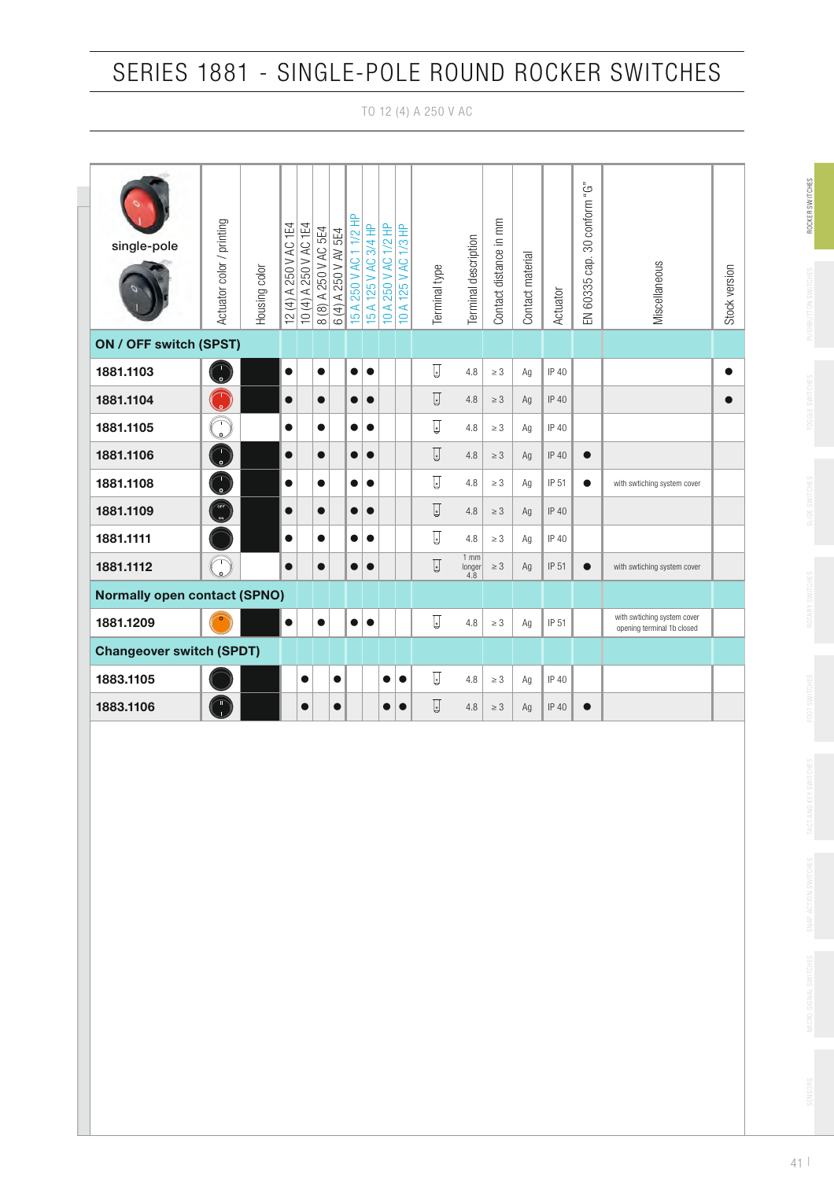# SERIES 1881 - SINGLE-POLE ROUND ROCKER SWITCHES

TO 12 (4) A 250 V AC

| single-pole | Actuator color / printing | Housing color | 12 (4) A 250 V AC 1E4 | 10 (4) A 250 V AC 1E4 | 8 (8) A 250 V AC 5E4 | 6 (4) A 250 V AV 5E4 | 15 A 250 V AC 1 1/2 HP | 15 A 125 V AC 3/4 HP | 10 A 250 V AC 1/2 HP | 10 A 125 V AC 1/3 HP | Terminal type | Terminal description | Contact distance in mm | Contact material | Actuator | EN 60335 cap. 30 conform "G" | Miscellaneous | Stock version |
|---|---|---|---|---|---|---|---|---|---|---|---|---|---|---|---|---|---|---|
| **ON / OFF switch (SPST)** | | | | | | | | | | | | | | | | | | |
| **1881.1103** | | | ● | | ● | | ● | ● | | | | 4.8 | ≥ 3 | Ag | IP 40 | | | ● |
| **1881.1104** | | | ● | | ● | | ● | ● | | | | 4.8 | ≥ 3 | Ag | IP 40 | | | ● |
| **1881.1105** | | | ● | | ● | | ● | ● | | | | 4.8 | ≥ 3 | Ag | IP 40 | | | |
| **1881.1106** | | | ● | | ● | | ● | ● | | | | 4.8 | ≥ 3 | Ag | IP 40 | ● | | |
| **1881.1108** | | | ● | | ● | | ● | ● | | | | 4.8 | ≥ 3 | Ag | IP 51 | ● | with swtiching system cover | |
| **1881.1109** | | | ● | | ● | | ● | ● | | | | 4.8 | ≥ 3 | Ag | IP 40 | | | |
| **1881.1111** | | | ● | | ● | | ● | ● | | | | 4.8 | ≥ 3 | Ag | IP 40 | | | |
| **1881.1112** | | | ● | | ● | | ● | ● | | | | 1 mm longer 4.8 | ≥ 3 | Ag | IP 51 | ● | with swtiching system cover | |
| **Normally open contact (SPNO)** | | | | | | | | | | | | | | | | | | |
| **1881.1209** | | | ● | | ● | | ● | ● | | | | 4.8 | ≥ 3 | Ag | IP 51 | | with swtiching system cover opening terminal 1b closed | |
| **Changeover switch (SPDT)** | | | | | | | | | | | | | | | | | | |
| **1883.1105** | | | | ● | | ● | | | ● | ● | | 4.8 | ≥ 3 | Ag | IP 40 | | | |
| **1883.1106** | | | | ● | | ● | | | ● | ● | | 4.8 | ≥ 3 | Ag | IP 40 | ● | | |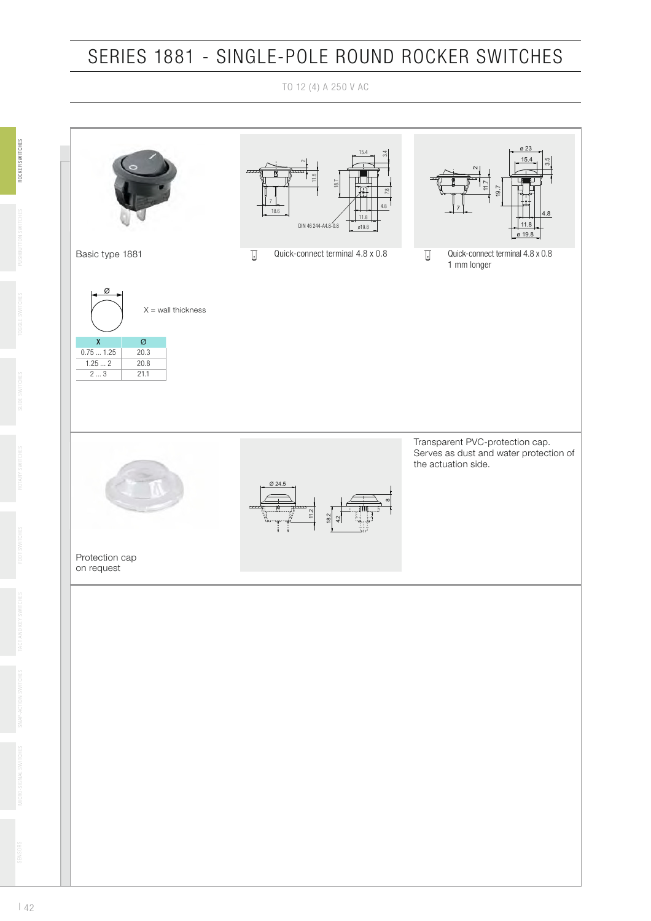# SERIES 1881 - SINGLE-POLE ROUND ROCKER SWITCHES

TO 12 (4) A 250 V AC

Basic type 1881

Quick-connect terminal 4.8 x 0.8

Quick-connect terminal 4.8 x 0.8
1 mm longer

X = wall thickness

| X | Ø |
|---|---|
| 0.75 ... 1.25 | 20.3 |
| 1.25 ... 2 | 20.8 |
| 2 ... 3 | 21.1 |

Protection cap
on request

Transparent PVC-protection cap. Serves as dust and water protection of the actuation side.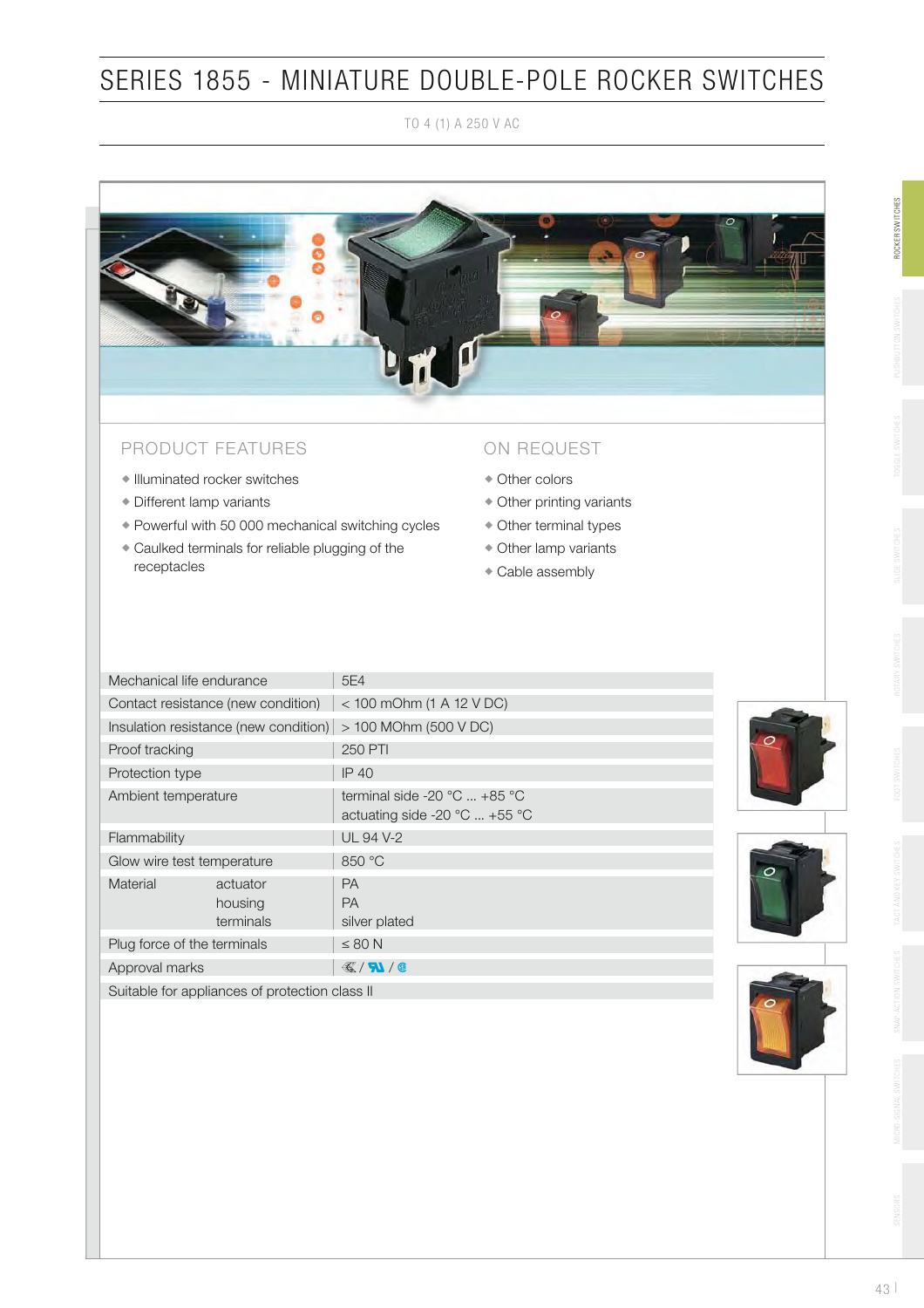# SERIES 1855 - MINIATURE DOUBLE-POLE ROCKER SWITCHES

TO 4 (1) A 250 V AC

## PRODUCT FEATURES

- Illuminated rocker switches
- Different lamp variants
- Powerful with 50 000 mechanical switching cycles
- Caulked terminals for reliable plugging of the receptacles

## ON REQUEST

- Other colors
- Other printing variants
- Other terminal types
- Other lamp variants
- Cable assembly

| | | |
|---|---|---|
| Mechanical life endurance | | 5E4 |
| Contact resistance (new condition) | | < 100 mOhm (1 A 12 V DC) |
| Insulation resistance (new condition) | | > 100 MOhm (500 V DC) |
| Proof tracking | | 250 PTI |
| Protection type | | IP 40 |
| Ambient temperature | | terminal side -20 °C ... +85 °C<br>actuating side -20 °C ... +55 °C |
| Flammability | | UL 94 V-2 |
| Glow wire test temperature | | 850 °C |
| Material | actuator | PA |
| | housing | PA |
| | terminals | silver plated |
| Plug force of the terminals | | ≤ 80 N |
| Approval marks | | / / |
| Suitable for appliances of protection class II | | |